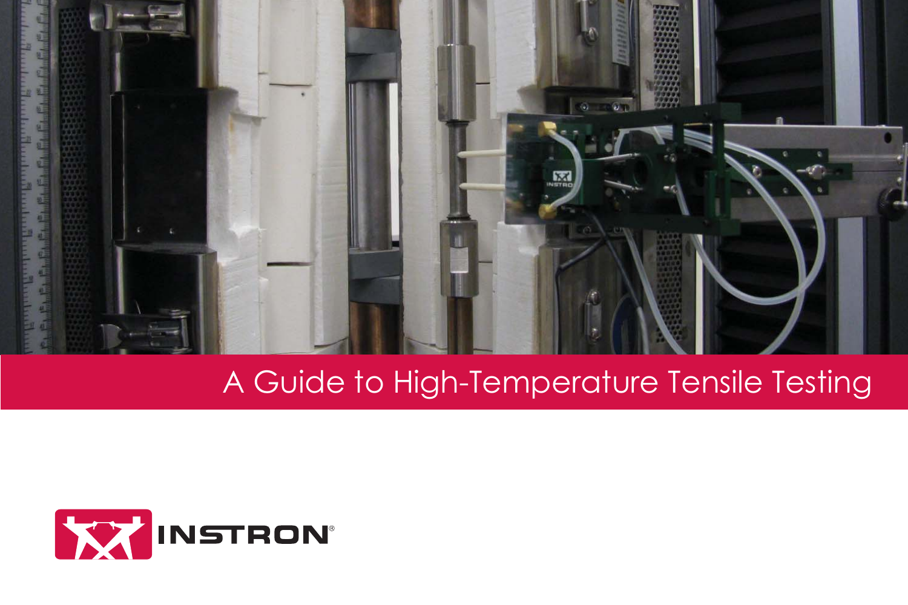# A Guide to High-Temperature Tensile Testing

INSTRON®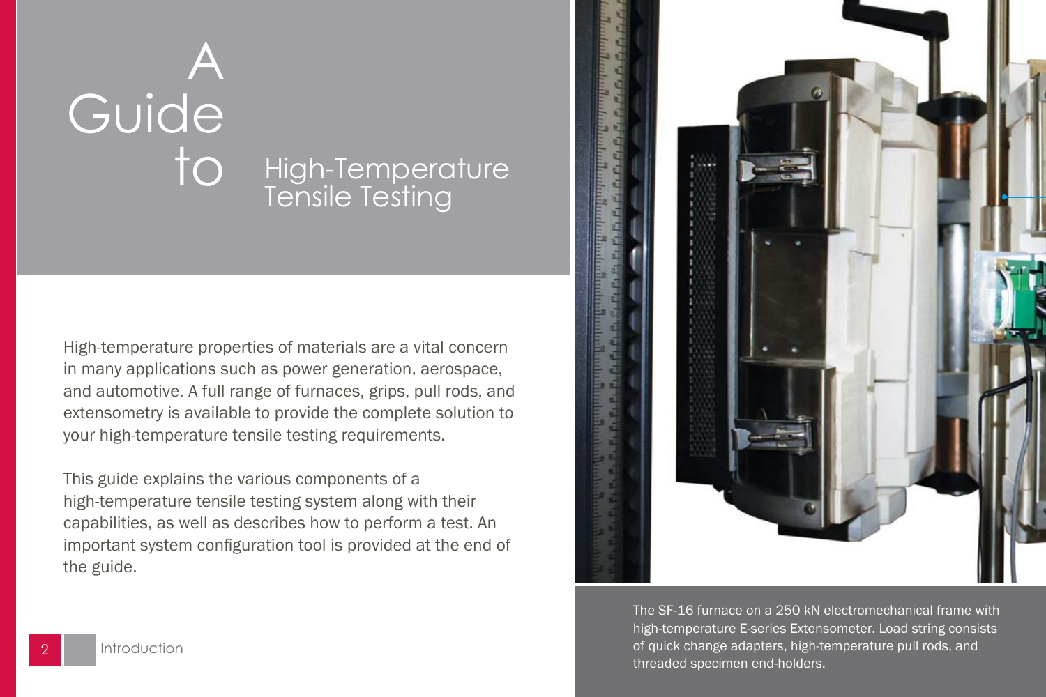# A Guide to High-Temperature Tensile Testing

High-temperature properties of materials are a vital concern in many applications such as power generation, aerospace, and automotive. A full range of furnaces, grips, pull rods, and extensometry is available to provide the complete solution to your high-temperature tensile testing requirements.

This guide explains the various components of a high-temperature tensile testing system along with their capabilities, as well as describes how to perform a test. An important system configuration tool is provided at the end of the guide.

The SF-16 furnace on a 250 kN electromechanical frame with high-temperature E-series Extensometer. Load string consists of quick change adapters, high-temperature pull rods, and threaded specimen end-holders.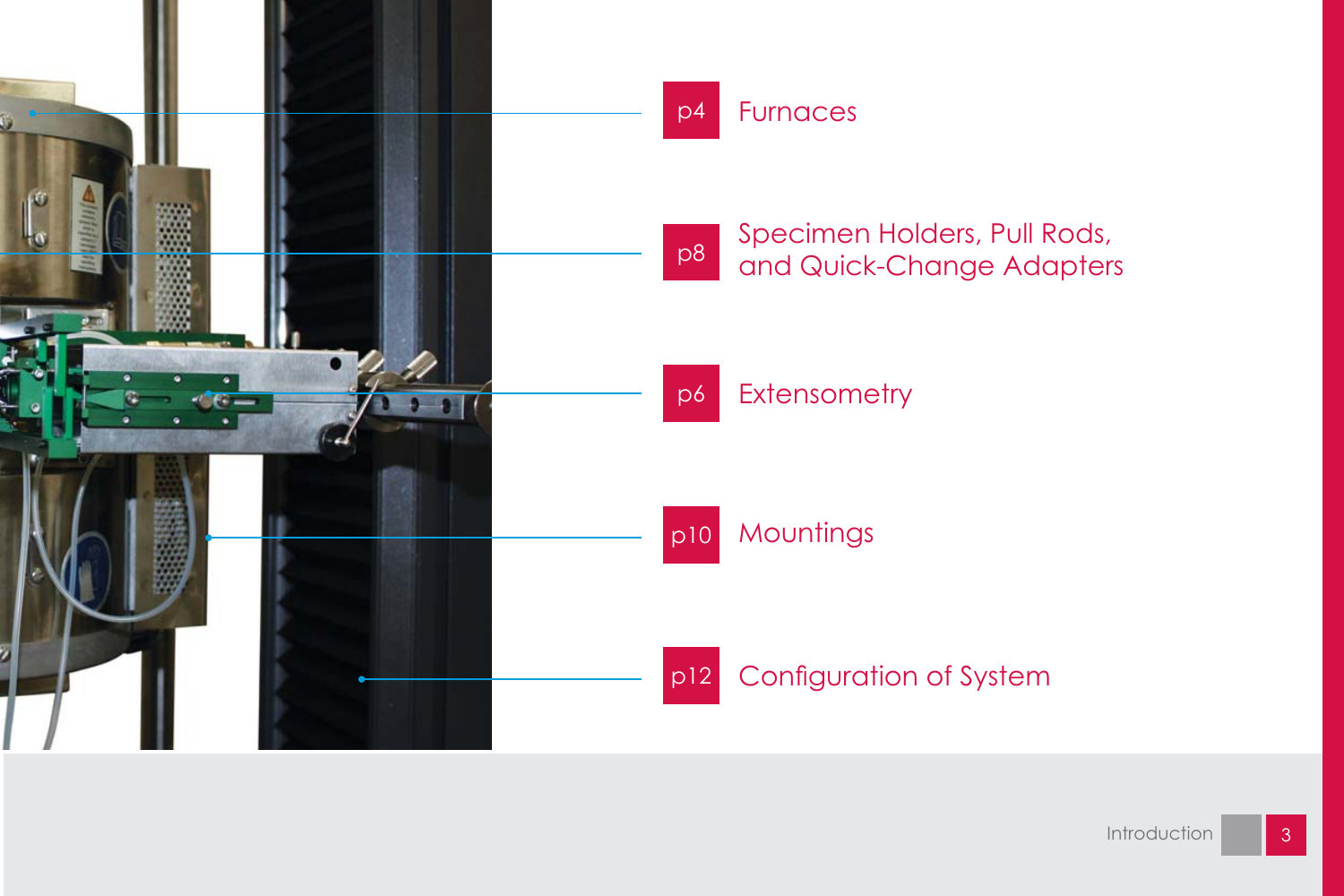p4 Furnaces

p8 Specimen Holders, Pull Rods, and Quick-Change Adapters

p6 Extensometry

p10 Mountings

p12 Configuration of System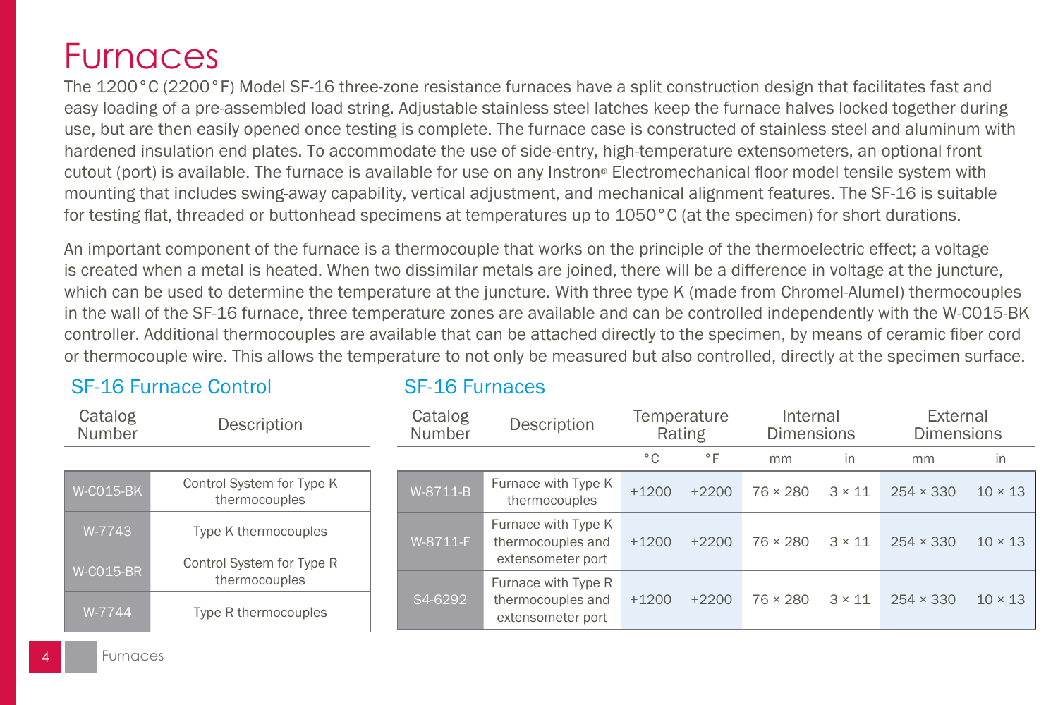# Furnaces

The 1200°C (2200°F) Model SF-16 three-zone resistance furnaces have a split construction design that facilitates fast and easy loading of a pre-assembled load string. Adjustable stainless steel latches keep the furnace halves locked together during use, but are then easily opened once testing is complete. The furnace case is constructed of stainless steel and aluminum with hardened insulation end plates. To accommodate the use of side-entry, high-temperature extensometers, an optional front cutout (port) is available. The furnace is available for use on any Instron® Electromechanical floor model tensile system with mounting that includes swing-away capability, vertical adjustment, and mechanical alignment features. The SF-16 is suitable for testing flat, threaded or buttonhead specimens at temperatures up to 1050°C (at the specimen) for short durations.

An important component of the furnace is a thermocouple that works on the principle of the thermoelectric effect; a voltage is created when a metal is heated. When two dissimilar metals are joined, there will be a difference in voltage at the juncture, which can be used to determine the temperature at the juncture. With three type K (made from Chromel-Alumel) thermocouples in the wall of the SF-16 furnace, three temperature zones are available and can be controlled independently with the W-C015-BK controller. Additional thermocouples are available that can be attached directly to the specimen, by means of ceramic fiber cord or thermocouple wire. This allows the temperature to not only be measured but also controlled, directly at the specimen surface.

## SF-16 Furnace Control

| Catalog Number | Description |
|---|---|
| W-C015-BK | Control System for Type K thermocouples |
| W-7743 | Type K thermocouples |
| W-C015-BR | Control System for Type R thermocouples |
| W-7744 | Type R thermocouples |

## SF-16 Furnaces

| Catalog Number | Description | Temperature Rating | | Internal Dimensions | | External Dimensions | |
|---|---|---|---|---|---|---|---|
| | | °C | °F | mm | in | mm | in |
| W-8711-B | Furnace with Type K thermocouples | +1200 | +2200 | 76 × 280 | 3 × 11 | 254 × 330 | 10 × 13 |
| W-8711-F | Furnace with Type K thermocouples and extensometer port | +1200 | +2200 | 76 × 280 | 3 × 11 | 254 × 330 | 10 × 13 |
| S4-6292 | Furnace with Type R thermocouples and extensometer port | +1200 | +2200 | 76 × 280 | 3 × 11 | 254 × 330 | 10 × 13 |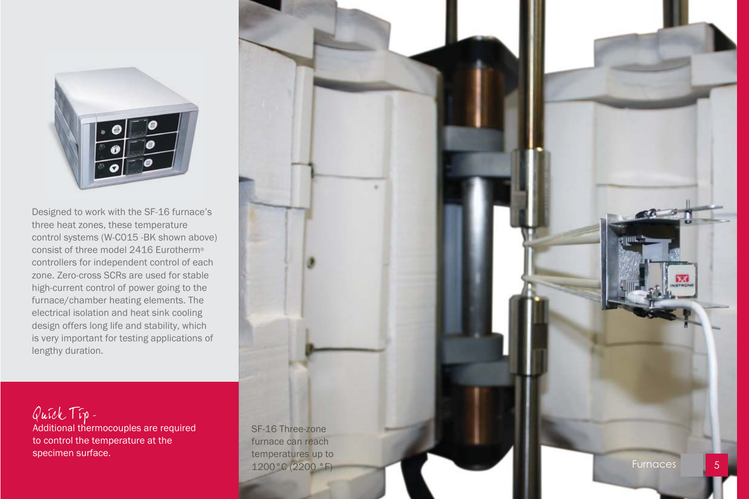Designed to work with the SF-16 furnace's three heat zones, these temperature control systems (W-C015 -BK shown above) consist of three model 2416 Eurotherm® controllers for independent control of each zone. Zero-cross SCRs are used for stable high-current control of power going to the furnace/chamber heating elements. The electrical isolation and heat sink cooling design offers long life and stability, which is very important for testing applications of lengthy duration.

*Quick Tip -*
Additional thermocouples are required to control the temperature at the specimen surface.

SF-16 Three-zone furnace can reach temperatures up to 1200 °C (2200 °F)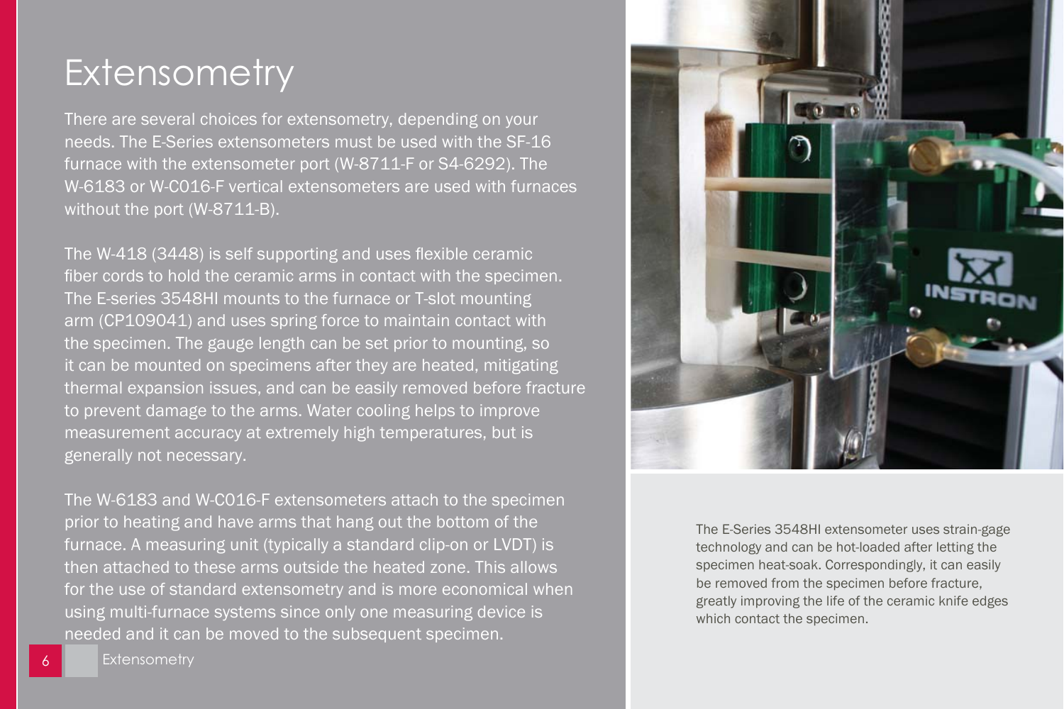# Extensometry

There are several choices for extensometry, depending on your needs. The E-Series extensometers must be used with the SF-16 furnace with the extensometer port (W-8711-F or S4-6292). The W-6183 or W-C016-F vertical extensometers are used with furnaces without the port (W-8711-B).

The W-418 (3448) is self supporting and uses flexible ceramic fiber cords to hold the ceramic arms in contact with the specimen. The E-series 3548HI mounts to the furnace or T-slot mounting arm (CP109041) and uses spring force to maintain contact with the specimen. The gauge length can be set prior to mounting, so it can be mounted on specimens after they are heated, mitigating thermal expansion issues, and can be easily removed before fracture to prevent damage to the arms. Water cooling helps to improve measurement accuracy at extremely high temperatures, but is generally not necessary.

The W-6183 and W-C016-F extensometers attach to the specimen prior to heating and have arms that hang out the bottom of the furnace. A measuring unit (typically a standard clip-on or LVDT) is then attached to these arms outside the heated zone. This allows for the use of standard extensometry and is more economical when using multi-furnace systems since only one measuring device is needed and it can be moved to the subsequent specimen.

The E-Series 3548HI extensometer uses strain-gage technology and can be hot-loaded after letting the specimen heat-soak. Correspondingly, it can easily be removed from the specimen before fracture, greatly improving the life of the ceramic knife edges which contact the specimen.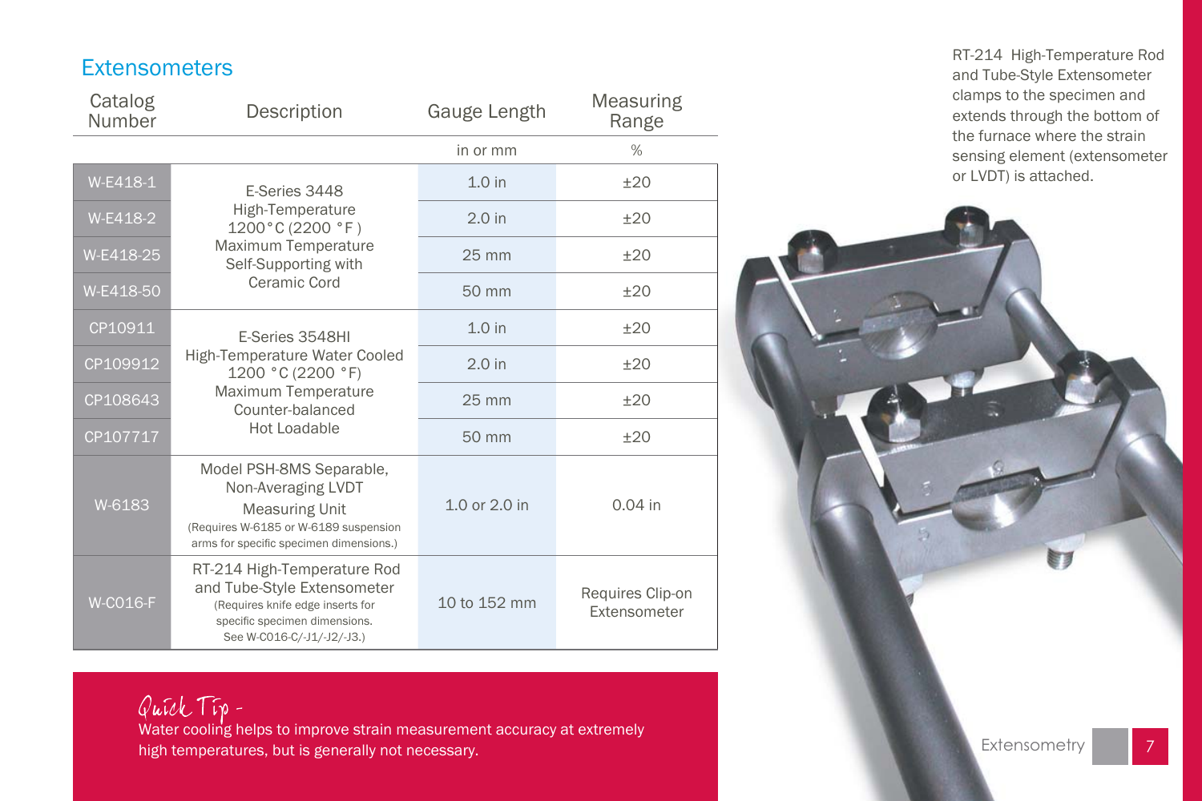## Extensometers

| Catalog Number | Description | Gauge Length | Measuring Range |
|---|---|---|---|
| | | in or mm | % |
| W-E418-1 | E-Series 3448 High-Temperature 1200°C (2200 °F) Maximum Temperature Self-Supporting with Ceramic Cord | 1.0 in | ±20 |
| W-E418-2 | | 2.0 in | ±20 |
| W-E418-25 | | 25 mm | ±20 |
| W-E418-50 | | 50 mm | ±20 |
| CP10911 | E-Series 3548HI High-Temperature Water Cooled 1200 °C (2200 °F) Maximum Temperature Counter-balanced Hot Loadable | 1.0 in | ±20 |
| CP109912 | | 2.0 in | ±20 |
| CP108643 | | 25 mm | ±20 |
| CP107717 | | 50 mm | ±20 |
| W-6183 | Model PSH-8MS Separable, Non-Averaging LVDT Measuring Unit (Requires W-6185 or W-6189 suspension arms for specific specimen dimensions.) | 1.0 or 2.0 in | 0.04 in |
| W-C016-F | RT-214 High-Temperature Rod and Tube-Style Extensometer (Requires knife edge inserts for specific specimen dimensions. See W-C016-C/-J1/-J2/-J3.) | 10 to 152 mm | Requires Clip-on Extensometer |

*Quick Tip -*
Water cooling helps to improve strain measurement accuracy at extremely high temperatures, but is generally not necessary.

RT-214 High-Temperature Rod and Tube-Style Extensometer clamps to the specimen and extends through the bottom of the furnace where the strain sensing element (extensometer or LVDT) is attached.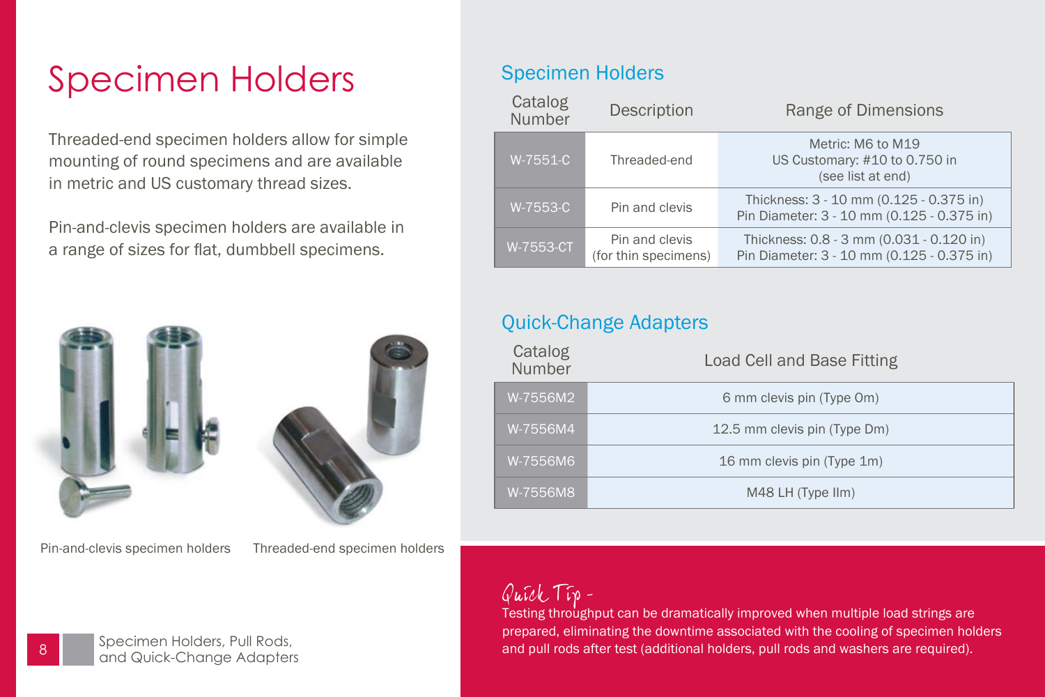# Specimen Holders

Threaded-end specimen holders allow for simple mounting of round specimens and are available in metric and US customary thread sizes.

Pin-and-clevis specimen holders are available in a range of sizes for flat, dumbbell specimens.

Pin-and-clevis specimen holders

Threaded-end specimen holders

## Specimen Holders

| Catalog Number | Description | Range of Dimensions |
|---|---|---|
| W-7551-C | Threaded-end | Metric: M6 to M19<br>US Customary: #10 to 0.750 in<br>(see list at end) |
| W-7553-C | Pin and clevis | Thickness: 3 - 10 mm (0.125 - 0.375 in)<br>Pin Diameter: 3 - 10 mm (0.125 - 0.375 in) |
| W-7553-CT | Pin and clevis (for thin specimens) | Thickness: 0.8 - 3 mm (0.031 - 0.120 in)<br>Pin Diameter: 3 - 10 mm (0.125 - 0.375 in) |

## Quick-Change Adapters

| Catalog Number | Load Cell and Base Fitting |
|---|---|
| W-7556M2 | 6 mm clevis pin (Type Om) |
| W-7556M4 | 12.5 mm clevis pin (Type Dm) |
| W-7556M6 | 16 mm clevis pin (Type 1m) |
| W-7556M8 | M48 LH (Type IIm) |

*Quick Tip -*

Testing throughput can be dramatically improved when multiple load strings are prepared, eliminating the downtime associated with the cooling of specimen holders and pull rods after test (additional holders, pull rods and washers are required).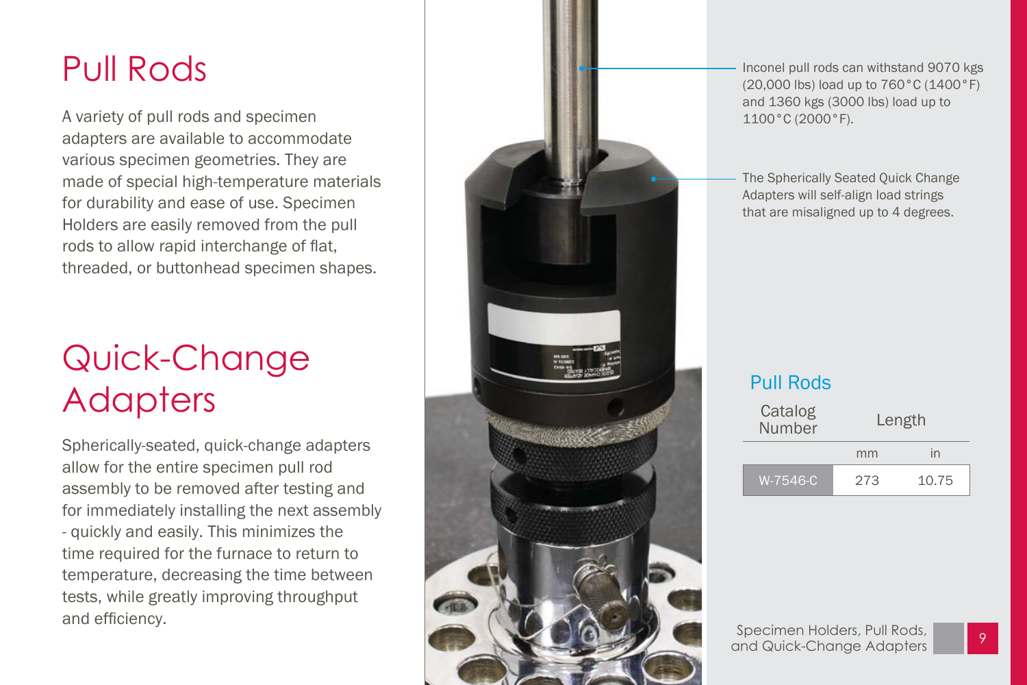# Pull Rods

A variety of pull rods and specimen adapters are available to accommodate various specimen geometries. They are made of special high-temperature materials for durability and ease of use. Specimen Holders are easily removed from the pull rods to allow rapid interchange of flat, threaded, or buttonhead specimen shapes.

# Quick-Change Adapters

Spherically-seated, quick-change adapters allow for the entire specimen pull rod assembly to be removed after testing and for immediately installing the next assembly - quickly and easily. This minimizes the time required for the furnace to return to temperature, decreasing the time between tests, while greatly improving throughput and efficiency.

Inconel pull rods can withstand 9070 kgs (20,000 lbs) load up to 760°C (1400°F) and 1360 kgs (3000 lbs) load up to 1100°C (2000°F).

The Spherically Seated Quick Change Adapters will self-align load strings that are misaligned up to 4 degrees.

## Pull Rods

| Catalog Number | Length | |
|---|---|---|
| | mm | in |
| W-7546-C | 273 | 10.75 |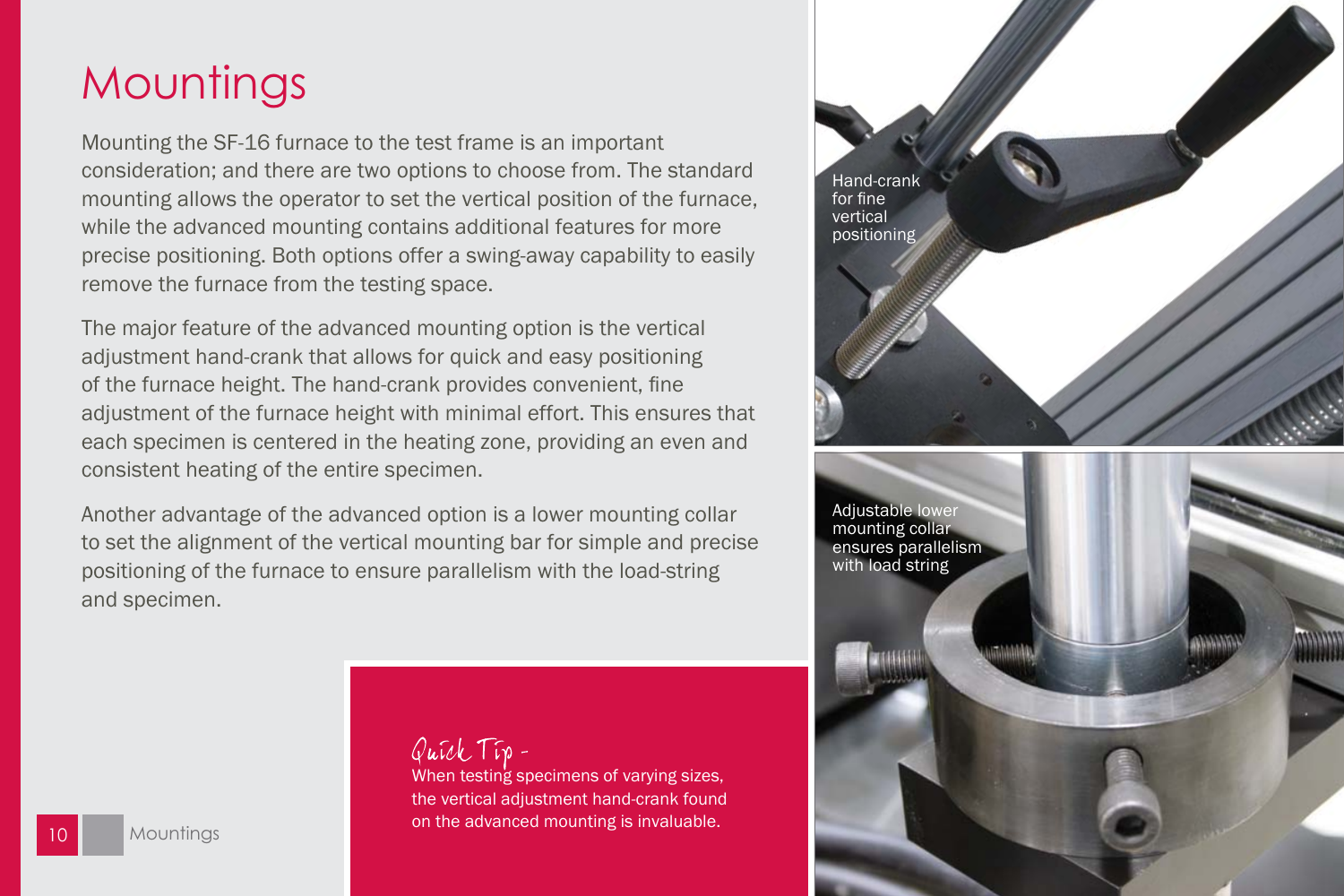# Mountings

Mounting the SF-16 furnace to the test frame is an important consideration; and there are two options to choose from. The standard mounting allows the operator to set the vertical position of the furnace, while the advanced mounting contains additional features for more precise positioning. Both options offer a swing-away capability to easily remove the furnace from the testing space.

The major feature of the advanced mounting option is the vertical adjustment hand-crank that allows for quick and easy positioning of the furnace height. The hand-crank provides convenient, fine adjustment of the furnace height with minimal effort. This ensures that each specimen is centered in the heating zone, providing an even and consistent heating of the entire specimen.

Another advantage of the advanced option is a lower mounting collar to set the alignment of the vertical mounting bar for simple and precise positioning of the furnace to ensure parallelism with the load-string and specimen.

*Quick Tip -*
When testing specimens of varying sizes, the vertical adjustment hand-crank found on the advanced mounting is invaluable.

Hand-crank for fine vertical positioning

Adjustable lower mounting collar ensures parallelism with load string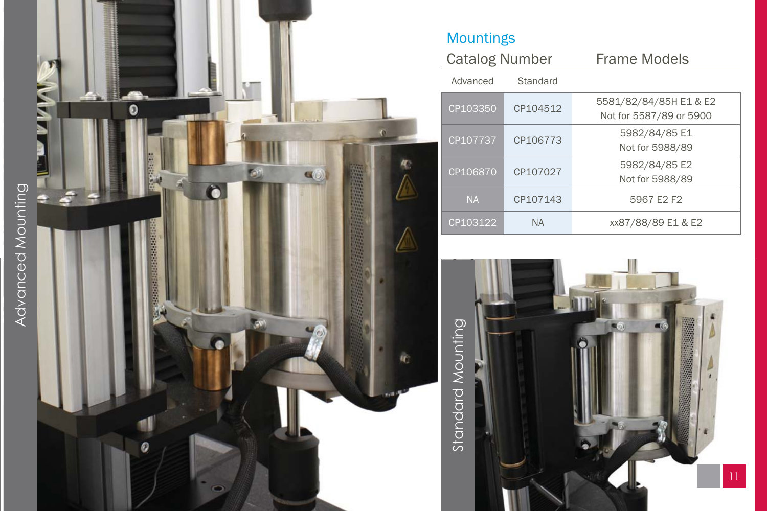## Mountings

| Catalog Number | | Frame Models |
|---|---|---|
| Advanced | Standard | |
| CP103350 | CP104512 | 5581/82/84/85H E1 & E2<br>Not for 5587/89 or 5900 |
| CP107737 | CP106773 | 5982/84/85 E1<br>Not for 5988/89 |
| CP106870 | CP107027 | 5982/84/85 E2<br>Not for 5988/89 |
| NA | CP107143 | 5967 E2 F2 |
| CP103122 | NA | xx87/88/89 E1 & E2 |

Advanced Mounting

Standard Mounting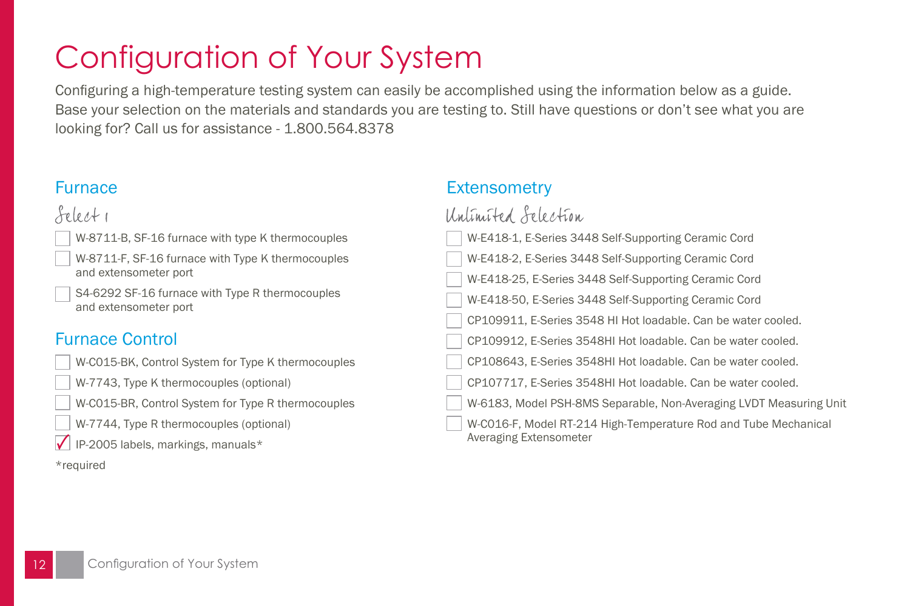# Configuration of Your System

Configuring a high-temperature testing system can easily be accomplished using the information below as a guide. Base your selection on the materials and standards you are testing to. Still have questions or don't see what you are looking for? Call us for assistance - 1.800.564.8378

## Furnace

*Select 1*

- [ ] W-8711-B, SF-16 furnace with type K thermocouples
- [ ] W-8711-F, SF-16 furnace with Type K thermocouples and extensometer port
- [ ] S4-6292 SF-16 furnace with Type R thermocouples and extensometer port

## Furnace Control

- [ ] W-C015-BK, Control System for Type K thermocouples
- [ ] W-7743, Type K thermocouples (optional)
- [ ] W-C015-BR, Control System for Type R thermocouples
- [ ] W-7744, Type R thermocouples (optional)
- [x] IP-2005 labels, markings, manuals*

*required

## Extensometry

*Unlimited Selection*

- [ ] W-E418-1, E-Series 3448 Self-Supporting Ceramic Cord
- [ ] W-E418-2, E-Series 3448 Self-Supporting Ceramic Cord
- [ ] W-E418-25, E-Series 3448 Self-Supporting Ceramic Cord
- [ ] W-E418-50, E-Series 3448 Self-Supporting Ceramic Cord
- [ ] CP109911, E-Series 3548 HI Hot loadable. Can be water cooled.
- [ ] CP109912, E-Series 3548HI Hot loadable. Can be water cooled.
- [ ] CP108643, E-Series 3548HI Hot loadable. Can be water cooled.
- [ ] CP107717, E-Series 3548HI Hot loadable. Can be water cooled.
- [ ] W-6183, Model PSH-8MS Separable, Non-Averaging LVDT Measuring Unit
- [ ] W-C016-F, Model RT-214 High-Temperature Rod and Tube Mechanical Averaging Extensometer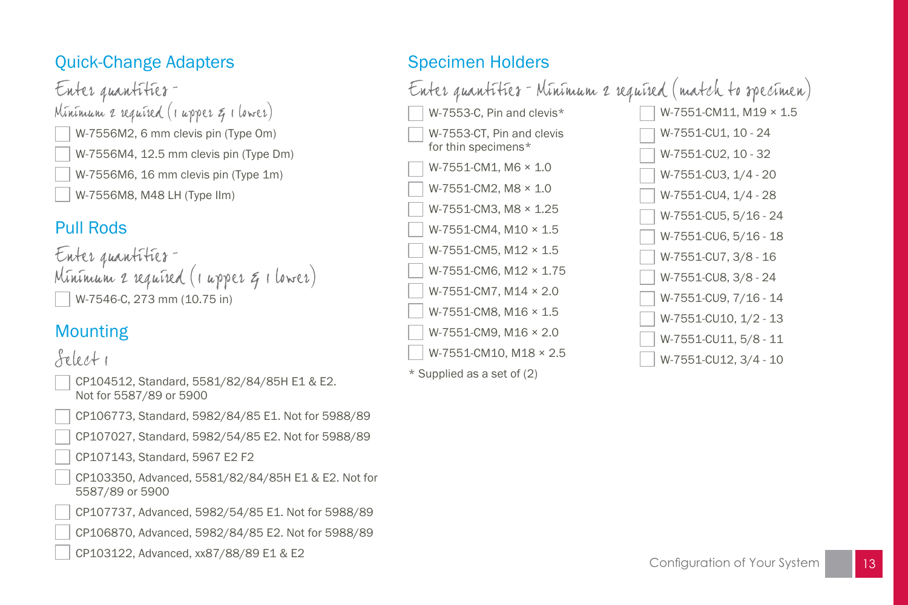## Quick-Change Adapters

*Enter quantities -*
*Minimum 2 required (1 upper & 1 lower)*

- ☐ W-7556M2, 6 mm clevis pin (Type Om)
- ☐ W-7556M4, 12.5 mm clevis pin (Type Dm)
- ☐ W-7556M6, 16 mm clevis pin (Type 1m)
- ☐ W-7556M8, M48 LH (Type IIm)

## Pull Rods

*Enter quantities -*
*Minimum 2 required (1 upper & 1 lower)*

- ☐ W-7546-C, 273 mm (10.75 in)

## Mounting

*Select 1*

- ☐ CP104512, Standard, 5581/82/84/85H E1 & E2. Not for 5587/89 or 5900
- ☐ CP106773, Standard, 5982/84/85 E1. Not for 5988/89
- ☐ CP107027, Standard, 5982/54/85 E2. Not for 5988/89
- ☐ CP107143, Standard, 5967 E2 F2
- ☐ CP103350, Advanced, 5581/82/84/85H E1 & E2. Not for 5587/89 or 5900
- ☐ CP107737, Advanced, 5982/54/85 E1. Not for 5988/89
- ☐ CP106870, Advanced, 5982/84/85 E2. Not for 5988/89
- ☐ CP103122, Advanced, xx87/88/89 E1 & E2

## Specimen Holders

*Enter quantities - Minimum 2 required (match to specimen)*

- ☐ W-7553-C, Pin and clevis*
- ☐ W-7553-CT, Pin and clevis for thin specimens*
- ☐ W-7551-CM1, M6 × 1.0
- ☐ W-7551-CM2, M8 × 1.0
- ☐ W-7551-CM3, M8 × 1.25
- ☐ W-7551-CM4, M10 × 1.5
- ☐ W-7551-CM5, M12 × 1.5
- ☐ W-7551-CM6, M12 × 1.75
- ☐ W-7551-CM7, M14 × 2.0
- ☐ W-7551-CM8, M16 × 1.5
- ☐ W-7551-CM9, M16 × 2.0
- ☐ W-7551-CM10, M18 × 2.5

\* Supplied as a set of (2)

- ☐ W-7551-CM11, M19 × 1.5
- ☐ W-7551-CU1, 10 - 24
- ☐ W-7551-CU2, 10 - 32
- ☐ W-7551-CU3, 1/4 - 20
- ☐ W-7551-CU4, 1/4 - 28
- ☐ W-7551-CU5, 5/16 - 24
- ☐ W-7551-CU6, 5/16 - 18
- ☐ W-7551-CU7, 3/8 - 16
- ☐ W-7551-CU8, 3/8 - 24
- ☐ W-7551-CU9, 7/16 - 14
- ☐ W-7551-CU10, 1/2 - 13
- ☐ W-7551-CU11, 5/8 - 11
- ☐ W-7551-CU12, 3/4 - 10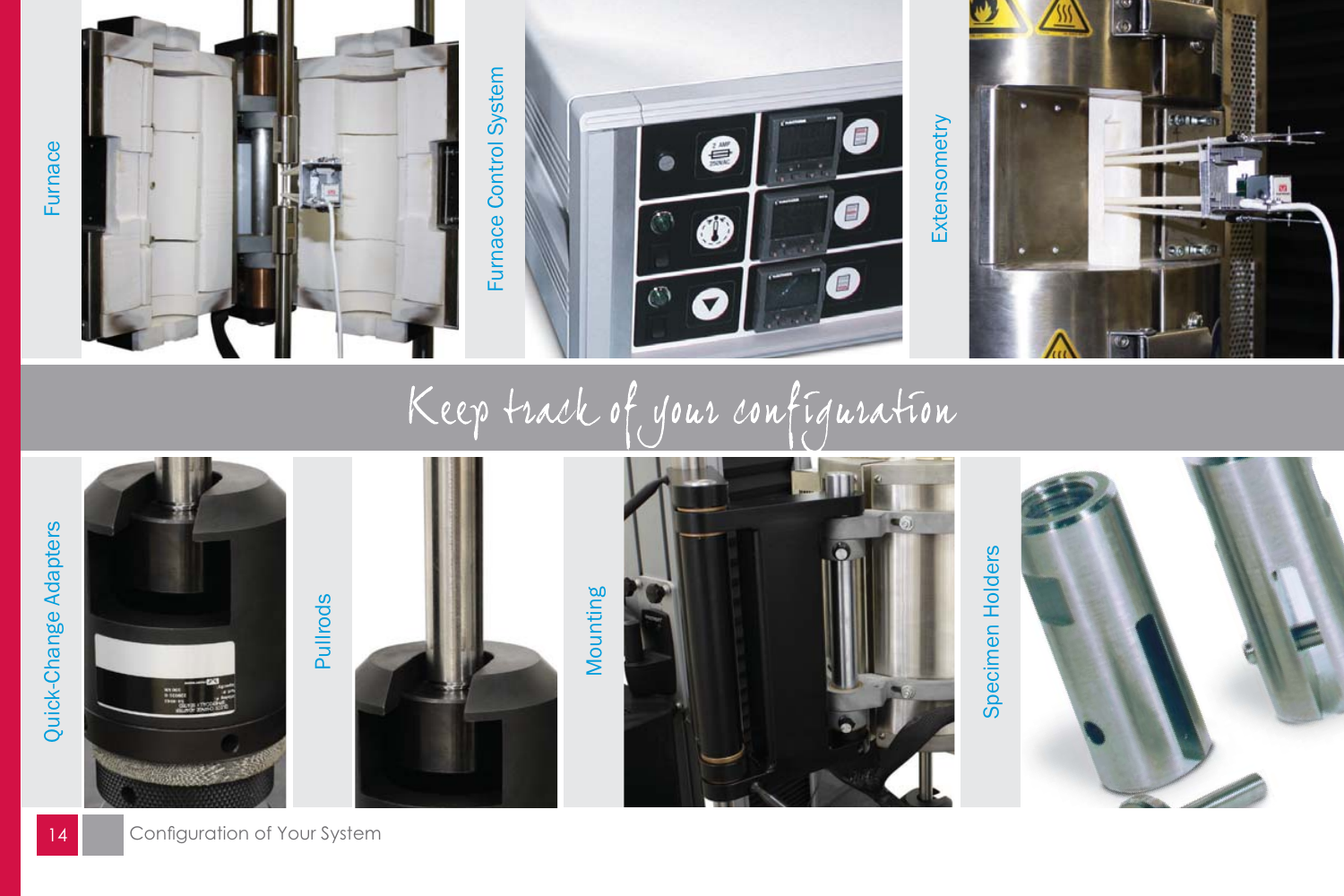Furnace

Furnace Control System

Extensometry

# Keep track of your configuration

Quick-Change Adapters

Pullrods

Mounting

Specimen Holders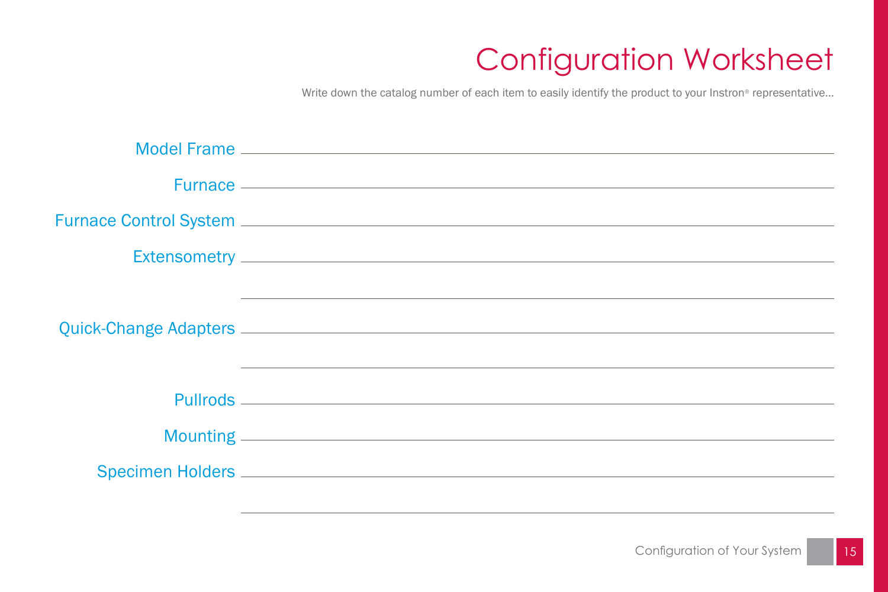# Configuration Worksheet

Write down the catalog number of each item to easily identify the product to your Instron® representative...

Model Frame \_\_\_\_\_\_\_\_\_\_\_\_\_\_\_\_\_\_\_\_\_\_\_\_\_\_\_\_\_\_\_\_\_\_\_\_\_\_\_\_

Furnace \_\_\_\_\_\_\_\_\_\_\_\_\_\_\_\_\_\_\_\_\_\_\_\_\_\_\_\_\_\_\_\_\_\_\_\_\_\_\_\_

Furnace Control System \_\_\_\_\_\_\_\_\_\_\_\_\_\_\_\_\_\_\_\_\_\_\_\_\_\_\_\_\_\_\_\_\_\_\_\_\_\_\_\_

Extensometry \_\_\_\_\_\_\_\_\_\_\_\_\_\_\_\_\_\_\_\_\_\_\_\_\_\_\_\_\_\_\_\_\_\_\_\_\_\_\_\_

\_\_\_\_\_\_\_\_\_\_\_\_\_\_\_\_\_\_\_\_\_\_\_\_\_\_\_\_\_\_\_\_\_\_\_\_\_\_\_\_

Quick-Change Adapters \_\_\_\_\_\_\_\_\_\_\_\_\_\_\_\_\_\_\_\_\_\_\_\_\_\_\_\_\_\_\_\_\_\_\_\_\_\_\_\_

\_\_\_\_\_\_\_\_\_\_\_\_\_\_\_\_\_\_\_\_\_\_\_\_\_\_\_\_\_\_\_\_\_\_\_\_\_\_\_\_

Pullrods \_\_\_\_\_\_\_\_\_\_\_\_\_\_\_\_\_\_\_\_\_\_\_\_\_\_\_\_\_\_\_\_\_\_\_\_\_\_\_\_

Mounting \_\_\_\_\_\_\_\_\_\_\_\_\_\_\_\_\_\_\_\_\_\_\_\_\_\_\_\_\_\_\_\_\_\_\_\_\_\_\_\_

Specimen Holders \_\_\_\_\_\_\_\_\_\_\_\_\_\_\_\_\_\_\_\_\_\_\_\_\_\_\_\_\_\_\_\_\_\_\_\_\_\_\_\_

\_\_\_\_\_\_\_\_\_\_\_\_\_\_\_\_\_\_\_\_\_\_\_\_\_\_\_\_\_\_\_\_\_\_\_\_\_\_\_\_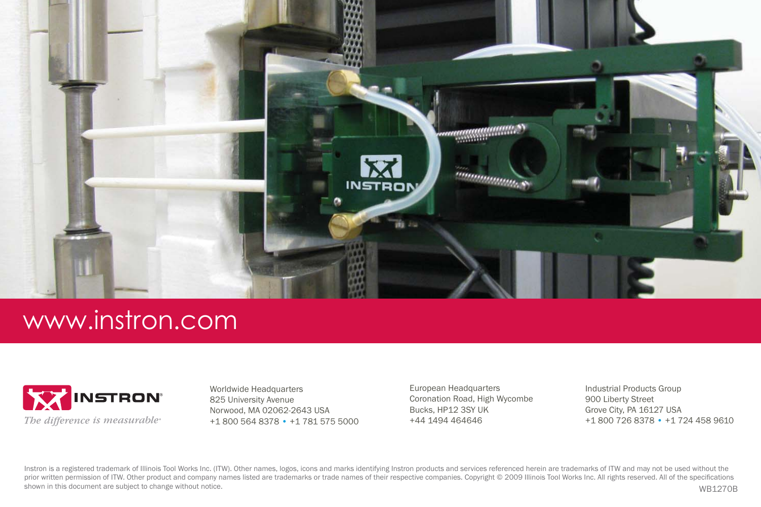www.instron.com

INSTRON®

*The difference is measurable®*

Worldwide Headquarters
825 University Avenue
Norwood, MA 02062-2643 USA
+1 800 564 8378 • +1 781 575 5000

European Headquarters
Coronation Road, High Wycombe
Bucks, HP12 3SY UK
+44 1494 464646

Industrial Products Group
900 Liberty Street
Grove City, PA 16127 USA
+1 800 726 8378 • +1 724 458 9610

Instron is a registered trademark of Illinois Tool Works Inc. (ITW). Other names, logos, icons and marks identifying Instron products and services referenced herein are trademarks of ITW and may not be used without the prior written permission of ITW. Other product and company names listed are trademarks or trade names of their respective companies. Copyright © 2009 Illinois Tool Works Inc. All rights reserved. All of the specifications shown in this document are subject to change without notice.

WB1270B